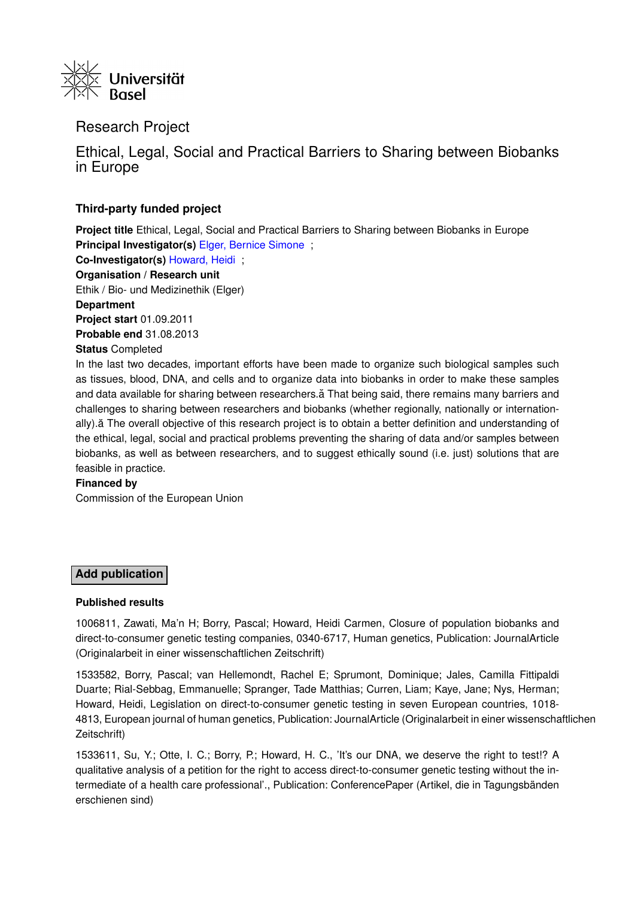Universität Basel

# Research Project

## Ethical, Legal, Social and Practical Barriers to Sharing between Biobanks in Europe

### Third-party funded project

**Project title** Ethical, Legal, Social and Practical Barriers to Sharing between Biobanks in Europe
**Principal Investigator(s)** Elger, Bernice Simone ;
**Co-Investigator(s)** Howard, Heidi ;
**Organisation / Research unit**
Ethik / Bio- und Medizinethik (Elger)
**Department**
**Project start** 01.09.2011
**Probable end** 31.08.2013
**Status** Completed

In the last two decades, important efforts have been made to organize such biological samples such as tissues, blood, DNA, and cells and to organize data into biobanks in order to make these samples and data available for sharing between researchers.ă That being said, there remains many barriers and challenges to sharing between researchers and biobanks (whether regionally, nationally or internationally).ă The overall objective of this research project is to obtain a better definition and understanding of the ethical, legal, social and practical problems preventing the sharing of data and/or samples between biobanks, as well as between researchers, and to suggest ethically sound (i.e. just) solutions that are feasible in practice.

**Financed by**
Commission of the European Union

**Add publication**

**Published results**

1006811, Zawati, Ma'n H; Borry, Pascal; Howard, Heidi Carmen, Closure of population biobanks and direct-to-consumer genetic testing companies, 0340-6717, Human genetics, Publication: JournalArticle (Originalarbeit in einer wissenschaftlichen Zeitschrift)

1533582, Borry, Pascal; van Hellemondt, Rachel E; Sprumont, Dominique; Jales, Camilla Fittipaldi Duarte; Rial-Sebbag, Emmanuelle; Spranger, Tade Matthias; Curren, Liam; Kaye, Jane; Nys, Herman; Howard, Heidi, Legislation on direct-to-consumer genetic testing in seven European countries, 1018-4813, European journal of human genetics, Publication: JournalArticle (Originalarbeit in einer wissenschaftlichen Zeitschrift)

1533611, Su, Y.; Otte, I. C.; Borry, P.; Howard, H. C., 'It's our DNA, we deserve the right to test!? A qualitative analysis of a petition for the right to access direct-to-consumer genetic testing without the intermediate of a health care professional'., Publication: ConferencePaper (Artikel, die in Tagungsbänden erschienen sind)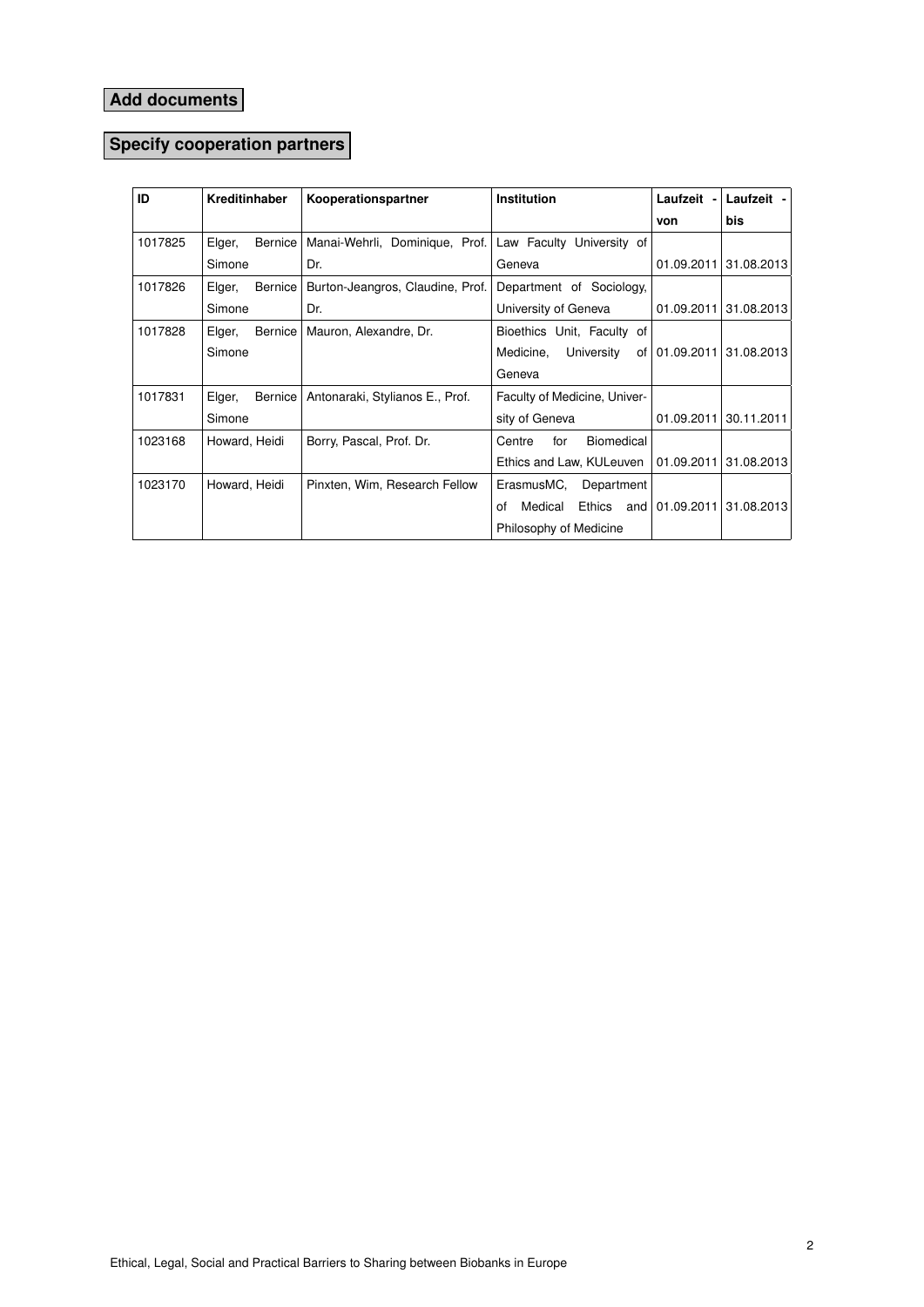**Add documents**

**Specify cooperation partners**

| ID | Kreditinhaber | Kooperationspartner | Institution | Laufzeit - von | Laufzeit - bis |
|---|---|---|---|---|---|
| 1017825 | Elger, Bernice Simone | Manai-Wehrli, Dominique, Prof. Dr. | Law Faculty University of Geneva | 01.09.2011 | 31.08.2013 |
| 1017826 | Elger, Bernice Simone | Burton-Jeangros, Claudine, Prof. Dr. | Department of Sociology, University of Geneva | 01.09.2011 | 31.08.2013 |
| 1017828 | Elger, Bernice Simone | Mauron, Alexandre, Dr. | Bioethics Unit, Faculty of Medicine, University of Geneva | 01.09.2011 | 31.08.2013 |
| 1017831 | Elger, Bernice Simone | Antonaraki, Stylianos E., Prof. | Faculty of Medicine, University of Geneva | 01.09.2011 | 30.11.2011 |
| 1023168 | Howard, Heidi | Borry, Pascal, Prof. Dr. | Centre for Biomedical Ethics and Law, KULeuven | 01.09.2011 | 31.08.2013 |
| 1023170 | Howard, Heidi | Pinxten, Wim, Research Fellow | ErasmusMC, Department of Medical Ethics and Philosophy of Medicine | 01.09.2011 | 31.08.2013 |